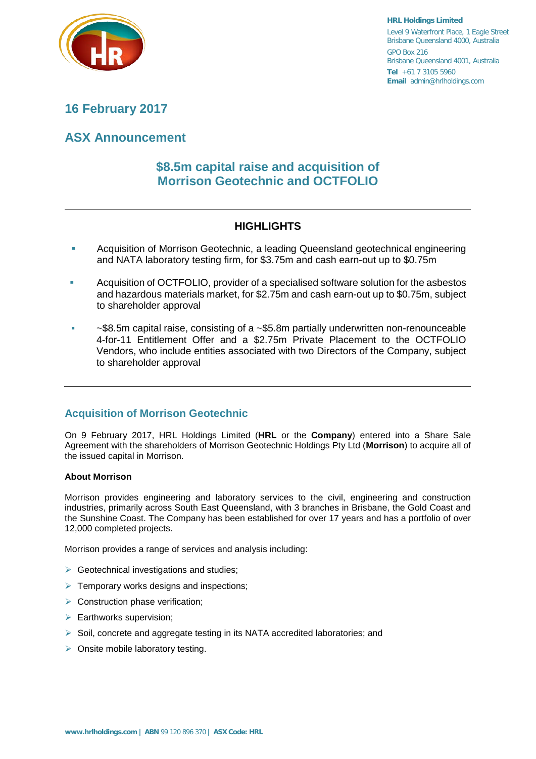**HRL Holdings Limited**
Level 9 Waterfront Place, 1 Eagle Street
Brisbane Queensland 4000, Australia
GPO Box 216
Brisbane Queensland 4001, Australia
**Tel** +61 7 3105 5960
**Email** admin@hrlholdings.com

## 16 February 2017

## ASX Announcement

# $8.5m capital raise and acquisition of Morrison Geotechnic and OCTFOLIO

---

### HIGHLIGHTS

- Acquisition of Morrison Geotechnic, a leading Queensland geotechnical engineering and NATA laboratory testing firm, for $3.75m and cash earn-out up to $0.75m
- Acquisition of OCTFOLIO, provider of a specialised software solution for the asbestos and hazardous materials market, for $2.75m and cash earn-out up to $0.75m, subject to shareholder approval
- ~$8.5m capital raise, consisting of a ~$5.8m partially underwritten non-renounceable 4-for-11 Entitlement Offer and a $2.75m Private Placement to the OCTFOLIO Vendors, who include entities associated with two Directors of the Company, subject to shareholder approval

---

## Acquisition of Morrison Geotechnic

On 9 February 2017, HRL Holdings Limited (**HRL** or the **Company**) entered into a Share Sale Agreement with the shareholders of Morrison Geotechnic Holdings Pty Ltd (**Morrison**) to acquire all of the issued capital in Morrison.

**About Morrison**

Morrison provides engineering and laboratory services to the civil, engineering and construction industries, primarily across South East Queensland, with 3 branches in Brisbane, the Gold Coast and the Sunshine Coast. The Company has been established for over 17 years and has a portfolio of over 12,000 completed projects.

Morrison provides a range of services and analysis including:

- Geotechnical investigations and studies;
- Temporary works designs and inspections;
- Construction phase verification;
- Earthworks supervision;
- Soil, concrete and aggregate testing in its NATA accredited laboratories; and
- Onsite mobile laboratory testing.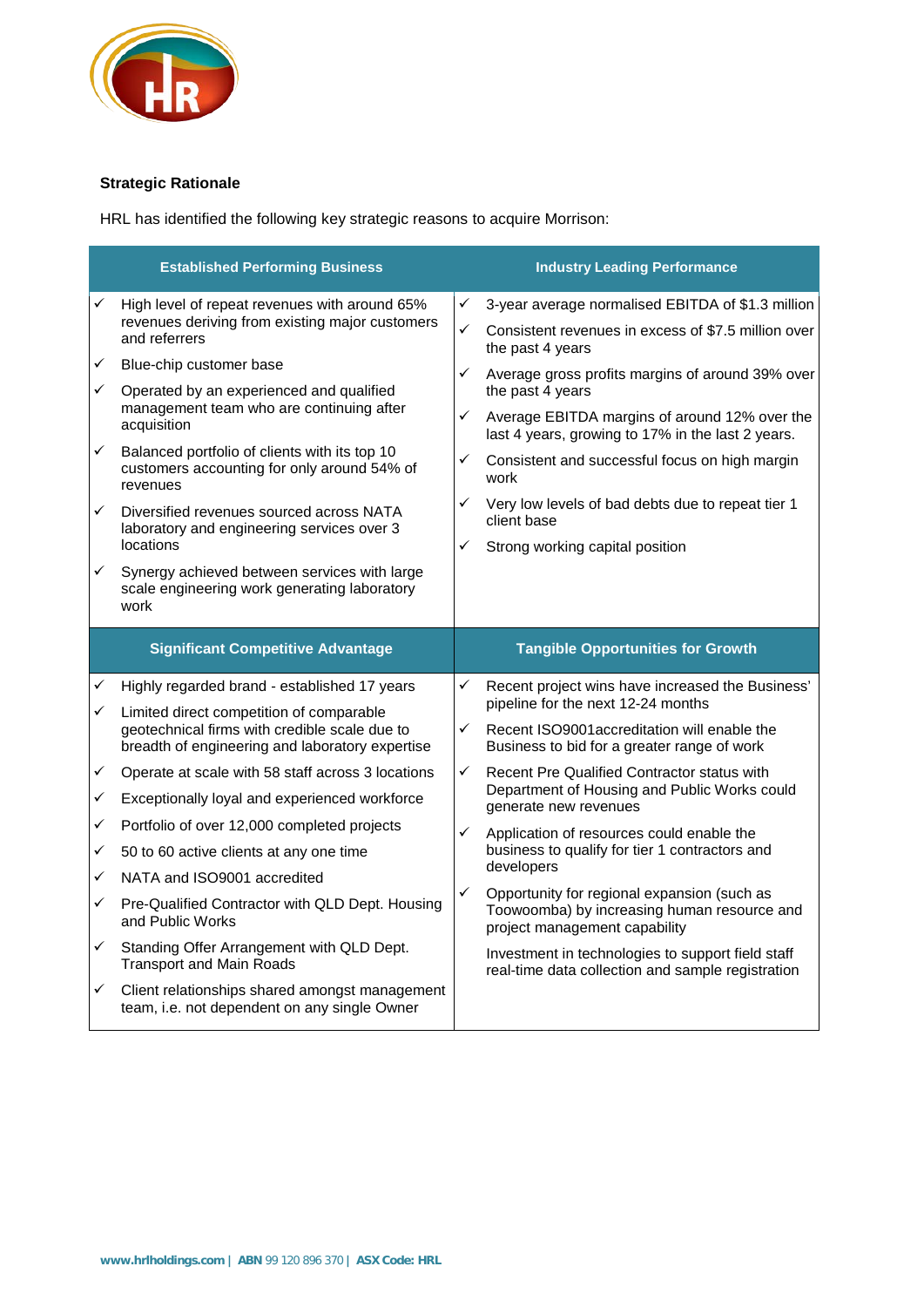**Strategic Rationale**

HRL has identified the following key strategic reasons to acquire Morrison:

| Established Performing Business | Industry Leading Performance |
|---|---|
| ✓ High level of repeat revenues with around 65% revenues deriving from existing major customers and referrers<br>✓ Blue-chip customer base<br>✓ Operated by an experienced and qualified management team who are continuing after acquisition<br>✓ Balanced portfolio of clients with its top 10 customers accounting for only around 54% of revenues<br>✓ Diversified revenues sourced across NATA laboratory and engineering services over 3 locations<br>✓ Synergy achieved between services with large scale engineering work generating laboratory work | ✓ 3-year average normalised EBITDA of $1.3 million<br>✓ Consistent revenues in excess of $7.5 million over the past 4 years<br>✓ Average gross profits margins of around 39% over the past 4 years<br>✓ Average EBITDA margins of around 12% over the last 4 years, growing to 17% in the last 2 years.<br>✓ Consistent and successful focus on high margin work<br>✓ Very low levels of bad debts due to repeat tier 1 client base<br>✓ Strong working capital position |
| **Significant Competitive Advantage** | **Tangible Opportunities for Growth** |
| ✓ Highly regarded brand - established 17 years<br>✓ Limited direct competition of comparable geotechnical firms with credible scale due to breadth of engineering and laboratory expertise<br>✓ Operate at scale with 58 staff across 3 locations<br>✓ Exceptionally loyal and experienced workforce<br>✓ Portfolio of over 12,000 completed projects<br>✓ 50 to 60 active clients at any one time<br>✓ NATA and ISO9001 accredited<br>✓ Pre-Qualified Contractor with QLD Dept. Housing and Public Works<br>✓ Standing Offer Arrangement with QLD Dept. Transport and Main Roads<br>✓ Client relationships shared amongst management team, i.e. not dependent on any single Owner | ✓ Recent project wins have increased the Business' pipeline for the next 12-24 months<br>✓ Recent ISO9001accreditation will enable the Business to bid for a greater range of work<br>✓ Recent Pre Qualified Contractor status with Department of Housing and Public Works could generate new revenues<br>✓ Application of resources could enable the business to qualify for tier 1 contractors and developers<br>✓ Opportunity for regional expansion (such as Toowoomba) by increasing human resource and project management capability<br>Investment in technologies to support field staff real-time data collection and sample registration |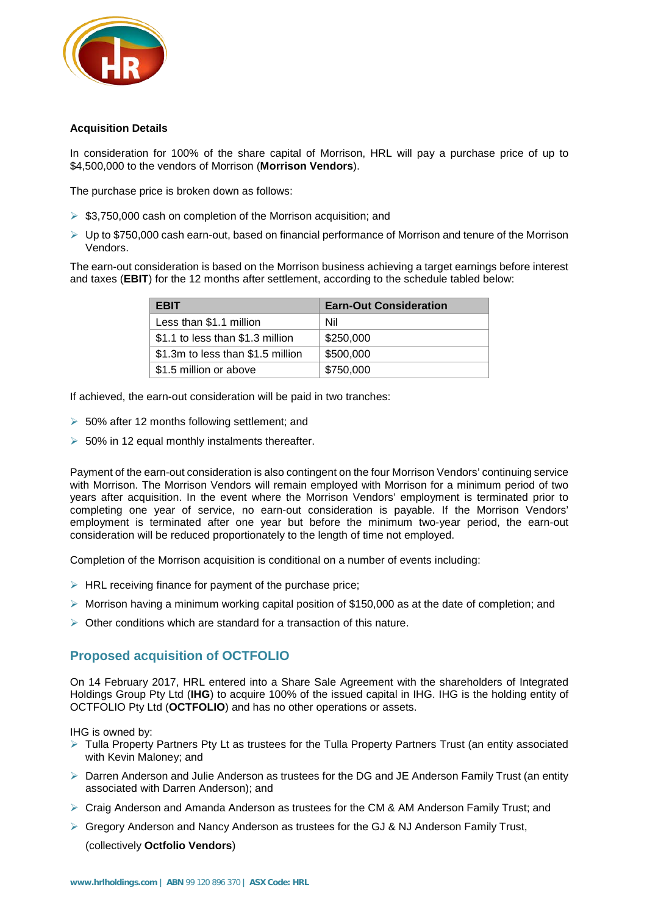**Acquisition Details**

In consideration for 100% of the share capital of Morrison, HRL will pay a purchase price of up to $4,500,000 to the vendors of Morrison (**Morrison Vendors**).

The purchase price is broken down as follows:

- $3,750,000 cash on completion of the Morrison acquisition; and
- Up to $750,000 cash earn-out, based on financial performance of Morrison and tenure of the Morrison Vendors.

The earn-out consideration is based on the Morrison business achieving a target earnings before interest and taxes (**EBIT**) for the 12 months after settlement, according to the schedule tabled below:

| EBIT | Earn-Out Consideration |
| --- | --- |
| Less than $1.1 million | Nil |
| $1.1 to less than $1.3 million | $250,000 |
| $1.3m to less than $1.5 million | $500,000 |
| $1.5 million or above | $750,000 |

If achieved, the earn-out consideration will be paid in two tranches:

- 50% after 12 months following settlement; and
- 50% in 12 equal monthly instalments thereafter.

Payment of the earn-out consideration is also contingent on the four Morrison Vendors' continuing service with Morrison. The Morrison Vendors will remain employed with Morrison for a minimum period of two years after acquisition. In the event where the Morrison Vendors' employment is terminated prior to completing one year of service, no earn-out consideration is payable. If the Morrison Vendors' employment is terminated after one year but before the minimum two-year period, the earn-out consideration will be reduced proportionately to the length of time not employed.

Completion of the Morrison acquisition is conditional on a number of events including:

- HRL receiving finance for payment of the purchase price;
- Morrison having a minimum working capital position of $150,000 as at the date of completion; and
- Other conditions which are standard for a transaction of this nature.

## Proposed acquisition of OCTFOLIO

On 14 February 2017, HRL entered into a Share Sale Agreement with the shareholders of Integrated Holdings Group Pty Ltd (**IHG**) to acquire 100% of the issued capital in IHG. IHG is the holding entity of OCTFOLIO Pty Ltd (**OCTFOLIO**) and has no other operations or assets.

IHG is owned by:

- Tulla Property Partners Pty Lt as trustees for the Tulla Property Partners Trust (an entity associated with Kevin Maloney; and
- Darren Anderson and Julie Anderson as trustees for the DG and JE Anderson Family Trust (an entity associated with Darren Anderson); and
- Craig Anderson and Amanda Anderson as trustees for the CM & AM Anderson Family Trust; and
- Gregory Anderson and Nancy Anderson as trustees for the GJ & NJ Anderson Family Trust,

  (collectively **Octfolio Vendors**)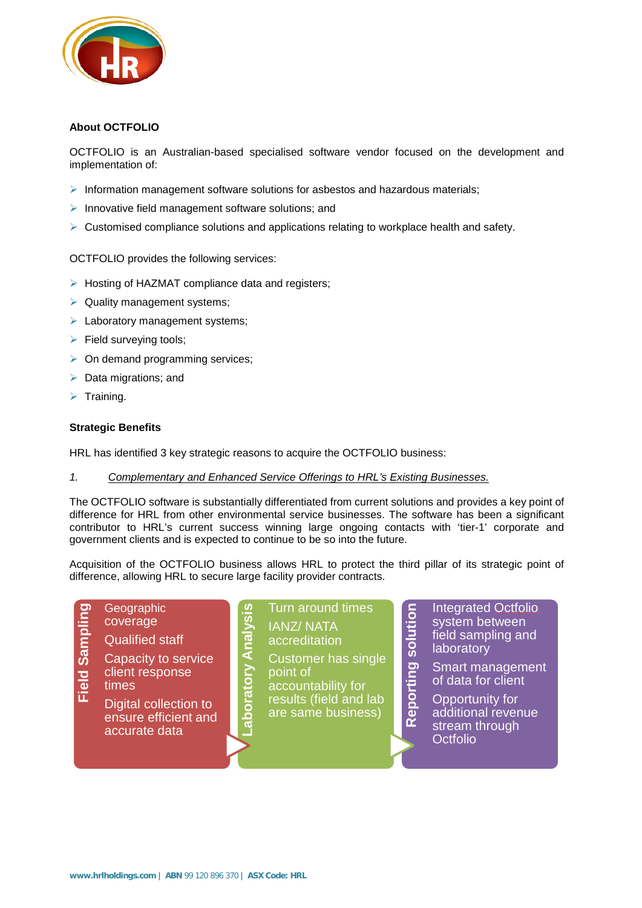**About OCTFOLIO**

OCTFOLIO is an Australian-based specialised software vendor focused on the development and implementation of:

- Information management software solutions for asbestos and hazardous materials;
- Innovative field management software solutions; and
- Customised compliance solutions and applications relating to workplace health and safety.

OCTFOLIO provides the following services:

- Hosting of HAZMAT compliance data and registers;
- Quality management systems;
- Laboratory management systems;
- Field surveying tools;
- On demand programming services;
- Data migrations; and
- Training.

**Strategic Benefits**

HRL has identified 3 key strategic reasons to acquire the OCTFOLIO business:

1. *Complementary and Enhanced Service Offerings to HRL's Existing Businesses.*

The OCTFOLIO software is substantially differentiated from current solutions and provides a key point of difference for HRL from other environmental service businesses. The software has been a significant contributor to HRL's current success winning large ongoing contacts with 'tier-1' corporate and government clients and is expected to continue to be so into the future.

Acquisition of the OCTFOLIO business allows HRL to protect the third pillar of its strategic point of difference, allowing HRL to secure large facility provider contracts.

| Field Sampling | Laboratory Analysis | Reporting solution |
| --- | --- | --- |
| Geographic coverage | Turn around times | Integrated Octfolio system between field sampling and laboratory |
| Qualified staff | IANZ/ NATA accreditation | Smart management of data for client |
| Capacity to service client response times | Customer has single point of accountability for results (field and lab are same business) | Opportunity for additional revenue stream through Octfolio |
| Digital collection to ensure efficient and accurate data | | |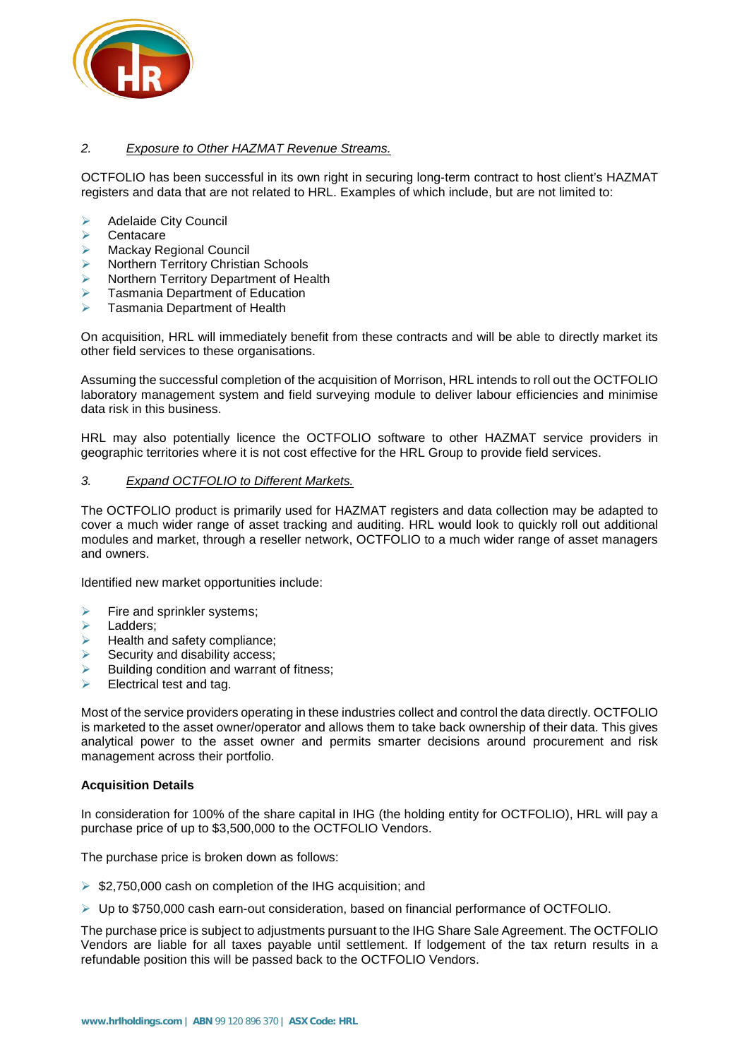*2. Exposure to Other HAZMAT Revenue Streams.*

OCTFOLIO has been successful in its own right in securing long-term contract to host client's HAZMAT registers and data that are not related to HRL. Examples of which include, but are not limited to:

- Adelaide City Council
- Centacare
- Mackay Regional Council
- Northern Territory Christian Schools
- Northern Territory Department of Health
- Tasmania Department of Education
- Tasmania Department of Health

On acquisition, HRL will immediately benefit from these contracts and will be able to directly market its other field services to these organisations.

Assuming the successful completion of the acquisition of Morrison, HRL intends to roll out the OCTFOLIO laboratory management system and field surveying module to deliver labour efficiencies and minimise data risk in this business.

HRL may also potentially licence the OCTFOLIO software to other HAZMAT service providers in geographic territories where it is not cost effective for the HRL Group to provide field services.

*3. Expand OCTFOLIO to Different Markets.*

The OCTFOLIO product is primarily used for HAZMAT registers and data collection may be adapted to cover a much wider range of asset tracking and auditing. HRL would look to quickly roll out additional modules and market, through a reseller network, OCTFOLIO to a much wider range of asset managers and owners.

Identified new market opportunities include:

- Fire and sprinkler systems;
- Ladders;
- Health and safety compliance;
- Security and disability access;
- Building condition and warrant of fitness;
- Electrical test and tag.

Most of the service providers operating in these industries collect and control the data directly. OCTFOLIO is marketed to the asset owner/operator and allows them to take back ownership of their data. This gives analytical power to the asset owner and permits smarter decisions around procurement and risk management across their portfolio.

**Acquisition Details**

In consideration for 100% of the share capital in IHG (the holding entity for OCTFOLIO), HRL will pay a purchase price of up to $3,500,000 to the OCTFOLIO Vendors.

The purchase price is broken down as follows:

- $2,750,000 cash on completion of the IHG acquisition; and
- Up to $750,000 cash earn-out consideration, based on financial performance of OCTFOLIO.

The purchase price is subject to adjustments pursuant to the IHG Share Sale Agreement. The OCTFOLIO Vendors are liable for all taxes payable until settlement. If lodgement of the tax return results in a refundable position this will be passed back to the OCTFOLIO Vendors.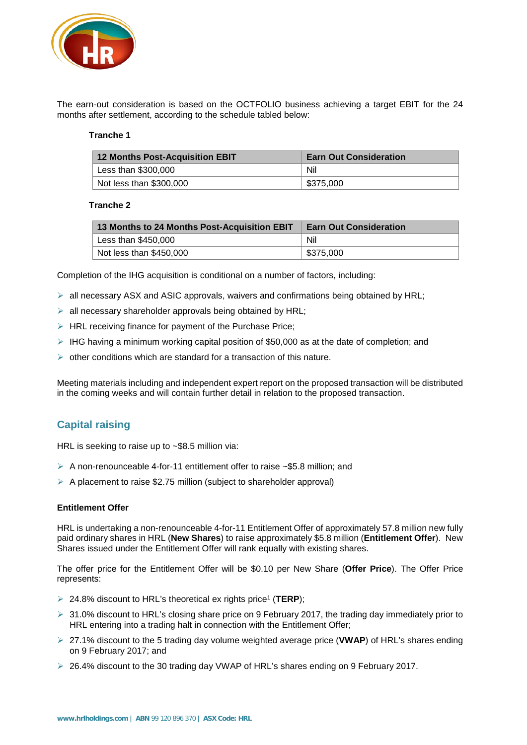The earn-out consideration is based on the OCTFOLIO business achieving a target EBIT for the 24 months after settlement, according to the schedule tabled below:

**Tranche 1**

| 12 Months Post-Acquisition EBIT | Earn Out Consideration |
|---|---|
| Less than $300,000 | Nil |
| Not less than $300,000 | $375,000 |

**Tranche 2**

| 13 Months to 24 Months Post-Acquisition EBIT | Earn Out Consideration |
|---|---|
| Less than $450,000 | Nil |
| Not less than $450,000 | $375,000 |

Completion of the IHG acquisition is conditional on a number of factors, including:

- all necessary ASX and ASIC approvals, waivers and confirmations being obtained by HRL;
- all necessary shareholder approvals being obtained by HRL;
- HRL receiving finance for payment of the Purchase Price;
- IHG having a minimum working capital position of $50,000 as at the date of completion; and
- other conditions which are standard for a transaction of this nature.

Meeting materials including and independent expert report on the proposed transaction will be distributed in the coming weeks and will contain further detail in relation to the proposed transaction.

## Capital raising

HRL is seeking to raise up to ~$8.5 million via:

- A non-renounceable 4-for-11 entitlement offer to raise ~$5.8 million; and
- A placement to raise $2.75 million (subject to shareholder approval)

**Entitlement Offer**

HRL is undertaking a non-renounceable 4-for-11 Entitlement Offer of approximately 57.8 million new fully paid ordinary shares in HRL (**New Shares**) to raise approximately $5.8 million (**Entitlement Offer**). New Shares issued under the Entitlement Offer will rank equally with existing shares.

The offer price for the Entitlement Offer will be $0.10 per New Share (**Offer Price**). The Offer Price represents:

- 24.8% discount to HRL's theoretical ex rights price[1] (**TERP**);
- 31.0% discount to HRL's closing share price on 9 February 2017, the trading day immediately prior to HRL entering into a trading halt in connection with the Entitlement Offer;
- 27.1% discount to the 5 trading day volume weighted average price (**VWAP**) of HRL's shares ending on 9 February 2017; and
- 26.4% discount to the 30 trading day VWAP of HRL's shares ending on 9 February 2017.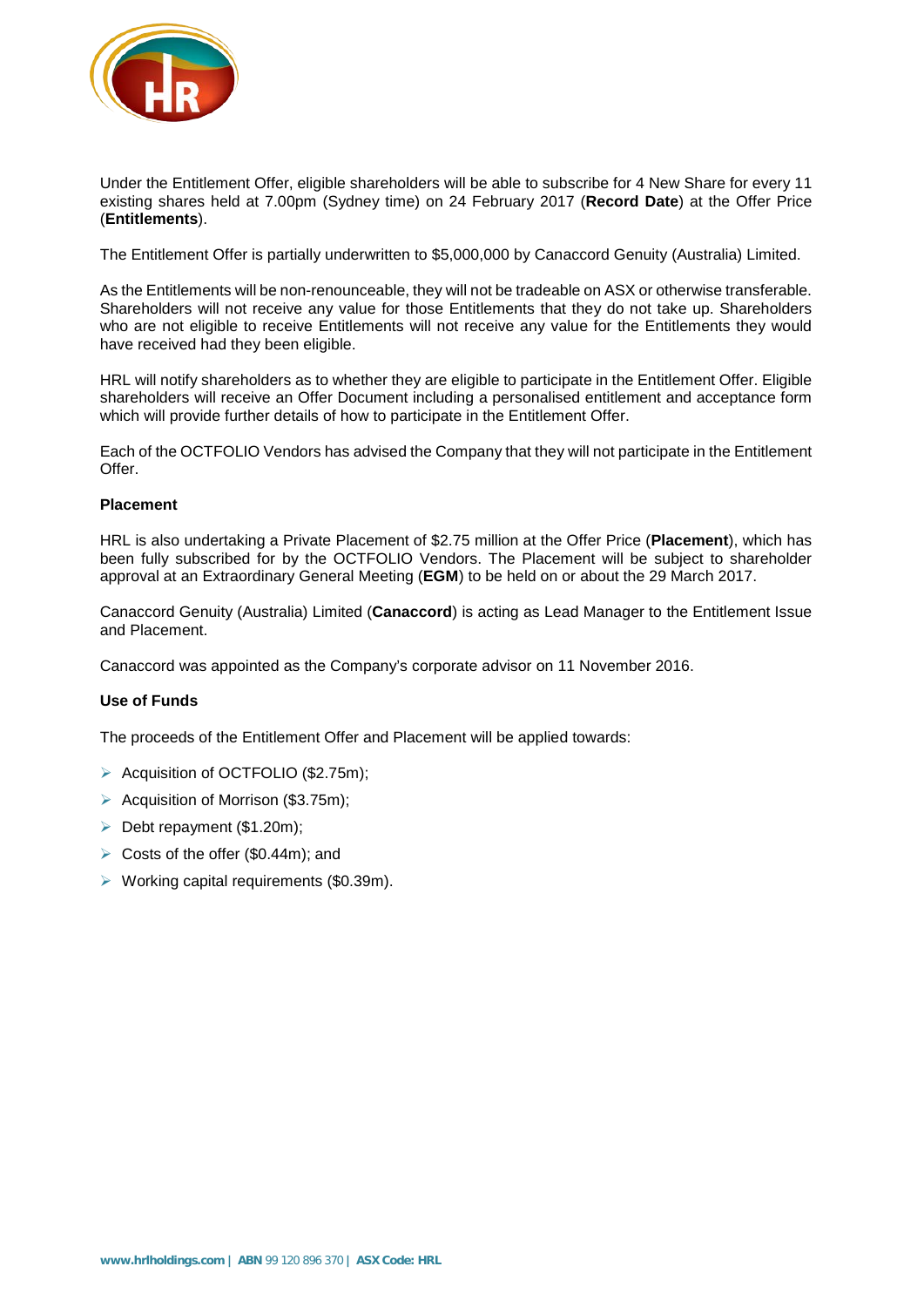Under the Entitlement Offer, eligible shareholders will be able to subscribe for 4 New Share for every 11 existing shares held at 7.00pm (Sydney time) on 24 February 2017 (**Record Date**) at the Offer Price (**Entitlements**).

The Entitlement Offer is partially underwritten to $5,000,000 by Canaccord Genuity (Australia) Limited.

As the Entitlements will be non-renounceable, they will not be tradeable on ASX or otherwise transferable. Shareholders will not receive any value for those Entitlements that they do not take up. Shareholders who are not eligible to receive Entitlements will not receive any value for the Entitlements they would have received had they been eligible.

HRL will notify shareholders as to whether they are eligible to participate in the Entitlement Offer. Eligible shareholders will receive an Offer Document including a personalised entitlement and acceptance form which will provide further details of how to participate in the Entitlement Offer.

Each of the OCTFOLIO Vendors has advised the Company that they will not participate in the Entitlement Offer.

**Placement**

HRL is also undertaking a Private Placement of $2.75 million at the Offer Price (**Placement**), which has been fully subscribed for by the OCTFOLIO Vendors. The Placement will be subject to shareholder approval at an Extraordinary General Meeting (**EGM**) to be held on or about the 29 March 2017.

Canaccord Genuity (Australia) Limited (**Canaccord**) is acting as Lead Manager to the Entitlement Issue and Placement.

Canaccord was appointed as the Company's corporate advisor on 11 November 2016.

**Use of Funds**

The proceeds of the Entitlement Offer and Placement will be applied towards:

- Acquisition of OCTFOLIO ($2.75m);
- Acquisition of Morrison ($3.75m);
- Debt repayment ($1.20m);
- Costs of the offer ($0.44m); and
- Working capital requirements ($0.39m).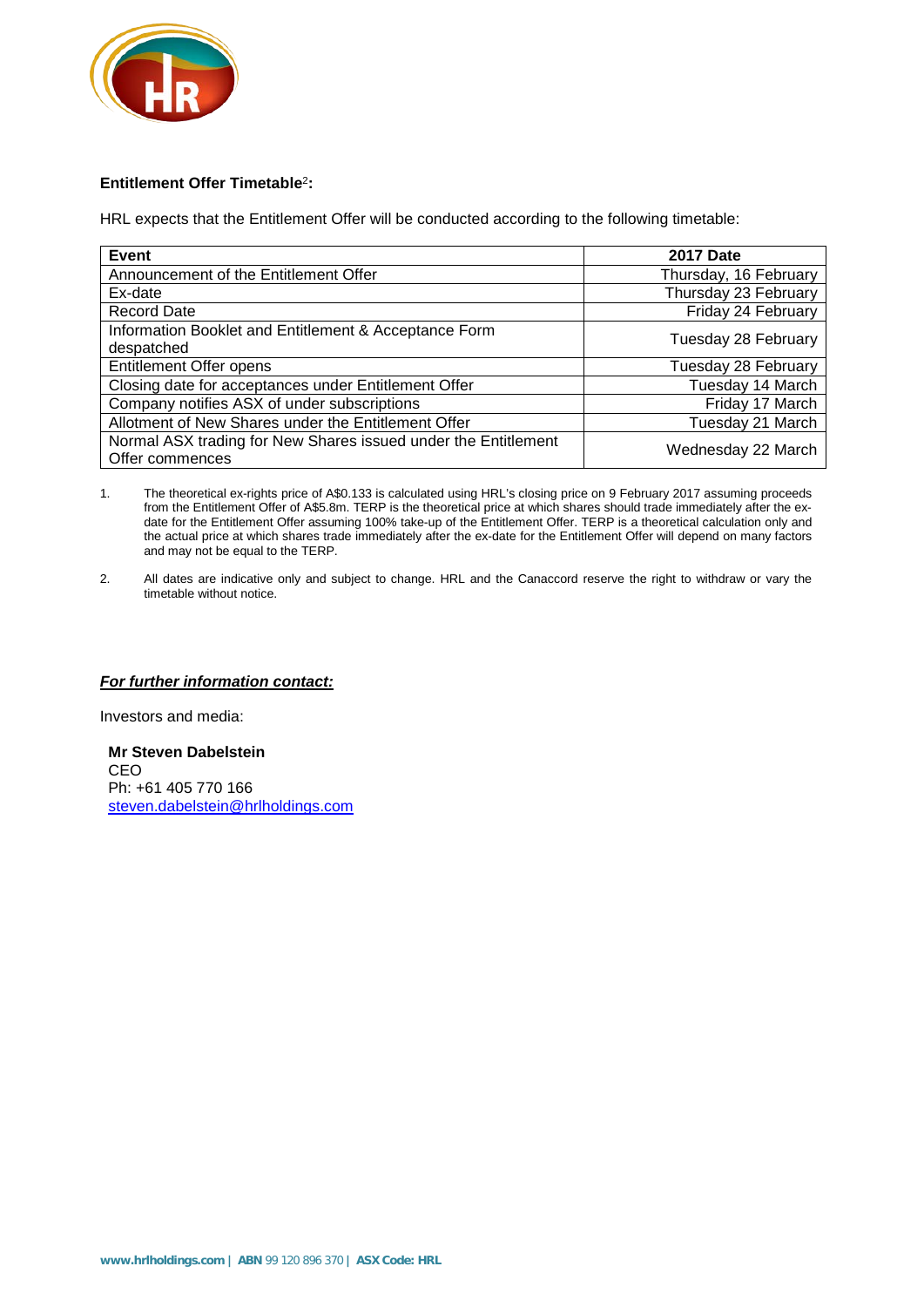**Entitlement Offer Timetable[2]:**

HRL expects that the Entitlement Offer will be conducted according to the following timetable:

| Event | 2017 Date |
|---|---|
| Announcement of the Entitlement Offer | Thursday, 16 February |
| Ex-date | Thursday 23 February |
| Record Date | Friday 24 February |
| Information Booklet and Entitlement & Acceptance Form despatched | Tuesday 28 February |
| Entitlement Offer opens | Tuesday 28 February |
| Closing date for acceptances under Entitlement Offer | Tuesday 14 March |
| Company notifies ASX of under subscriptions | Friday 17 March |
| Allotment of New Shares under the Entitlement Offer | Tuesday 21 March |
| Normal ASX trading for New Shares issued under the Entitlement Offer commences | Wednesday 22 March |

1. The theoretical ex-rights price of A$0.133 is calculated using HRL's closing price on 9 February 2017 assuming proceeds from the Entitlement Offer of A$5.8m. TERP is the theoretical price at which shares should trade immediately after the ex-date for the Entitlement Offer assuming 100% take-up of the Entitlement Offer. TERP is a theoretical calculation only and the actual price at which shares trade immediately after the ex-date for the Entitlement Offer will depend on many factors and may not be equal to the TERP.

2. All dates are indicative only and subject to change. HRL and the Canaccord reserve the right to withdraw or vary the timetable without notice.

***For further information contact:***

Investors and media:

**Mr Steven Dabelstein**
CEO
Ph: +61 405 770 166
steven.dabelstein@hrlholdings.com